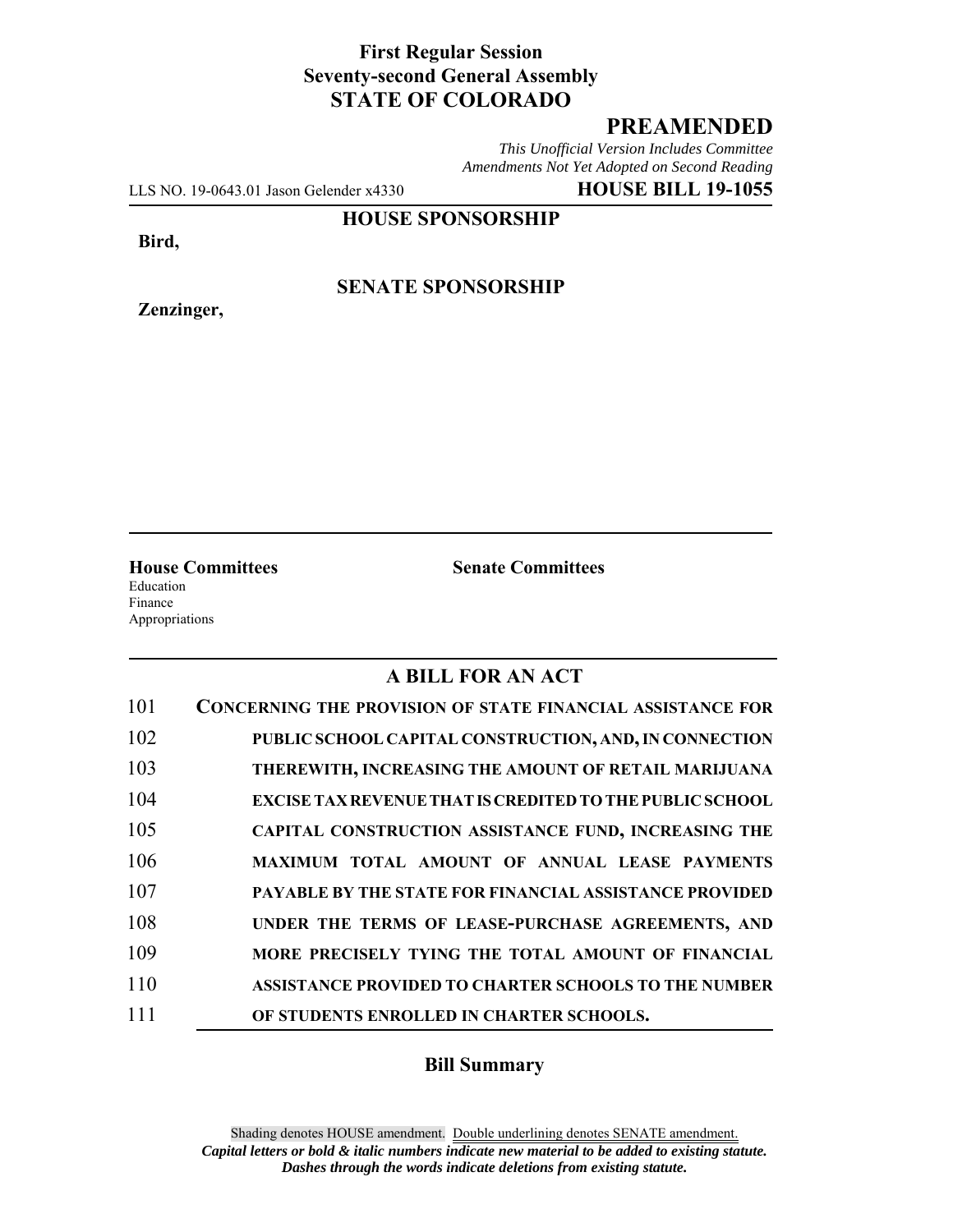**First Regular Session**
**Seventy-second General Assembly**
**STATE OF COLORADO**

# PREAMENDED

*This Unofficial Version Includes Committee Amendments Not Yet Adopted on Second Reading*

LLS NO. 19-0643.01 Jason Gelender x4330 **HOUSE BILL 19-1055**

**HOUSE SPONSORSHIP**

**Bird,**

**SENATE SPONSORSHIP**

**Zenzinger,**

**House Committees**
Education
Finance
Appropriations

**Senate Committees**

## A BILL FOR AN ACT

101 **CONCERNING THE PROVISION OF STATE FINANCIAL ASSISTANCE FOR**
102 **PUBLIC SCHOOL CAPITAL CONSTRUCTION, AND, IN CONNECTION**
103 **THEREWITH, INCREASING THE AMOUNT OF RETAIL MARIJUANA**
104 **EXCISE TAX REVENUE THAT IS CREDITED TO THE PUBLIC SCHOOL**
105 **CAPITAL CONSTRUCTION ASSISTANCE FUND, INCREASING THE**
106 **MAXIMUM TOTAL AMOUNT OF ANNUAL LEASE PAYMENTS**
107 **PAYABLE BY THE STATE FOR FINANCIAL ASSISTANCE PROVIDED**
108 **UNDER THE TERMS OF LEASE-PURCHASE AGREEMENTS, AND**
109 **MORE PRECISELY TYING THE TOTAL AMOUNT OF FINANCIAL**
110 **ASSISTANCE PROVIDED TO CHARTER SCHOOLS TO THE NUMBER**
111 **OF STUDENTS ENROLLED IN CHARTER SCHOOLS.**

### Bill Summary

Shading denotes HOUSE amendment. Double underlining denotes SENATE amendment.
***Capital letters or bold & italic numbers indicate new material to be added to existing statute.***
***Dashes through the words indicate deletions from existing statute.***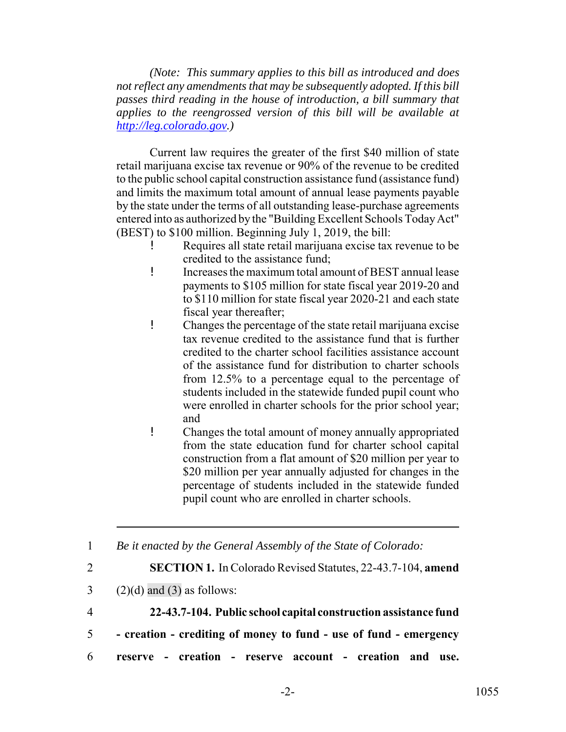*(Note: This summary applies to this bill as introduced and does not reflect any amendments that may be subsequently adopted. If this bill passes third reading in the house of introduction, a bill summary that applies to the reengrossed version of this bill will be available at http://leg.colorado.gov.)*

Current law requires the greater of the first $40 million of state retail marijuana excise tax revenue or 90% of the revenue to be credited to the public school capital construction assistance fund (assistance fund) and limits the maximum total amount of annual lease payments payable by the state under the terms of all outstanding lease-purchase agreements entered into as authorized by the "Building Excellent Schools Today Act" (BEST) to $100 million. Beginning July 1, 2019, the bill:

- Requires all state retail marijuana excise tax revenue to be credited to the assistance fund;
- Increases the maximum total amount of BEST annual lease payments to $105 million for state fiscal year 2019-20 and to $110 million for state fiscal year 2020-21 and each state fiscal year thereafter;
- Changes the percentage of the state retail marijuana excise tax revenue credited to the assistance fund that is further credited to the charter school facilities assistance account of the assistance fund for distribution to charter schools from 12.5% to a percentage equal to the percentage of students included in the statewide funded pupil count who were enrolled in charter schools for the prior school year; and
- Changes the total amount of money annually appropriated from the state education fund for charter school capital construction from a flat amount of $20 million per year to $20 million per year annually adjusted for changes in the percentage of students included in the statewide funded pupil count who are enrolled in charter schools.

---

1 *Be it enacted by the General Assembly of the State of Colorado:*

2 **SECTION 1.** In Colorado Revised Statutes, 22-43.7-104, **amend**

3 (2)(d) and (3) as follows:

4 **22-43.7-104. Public school capital construction assistance fund**

5 **- creation - crediting of money to fund - use of fund - emergency**

6 **reserve - creation - reserve account - creation and use.**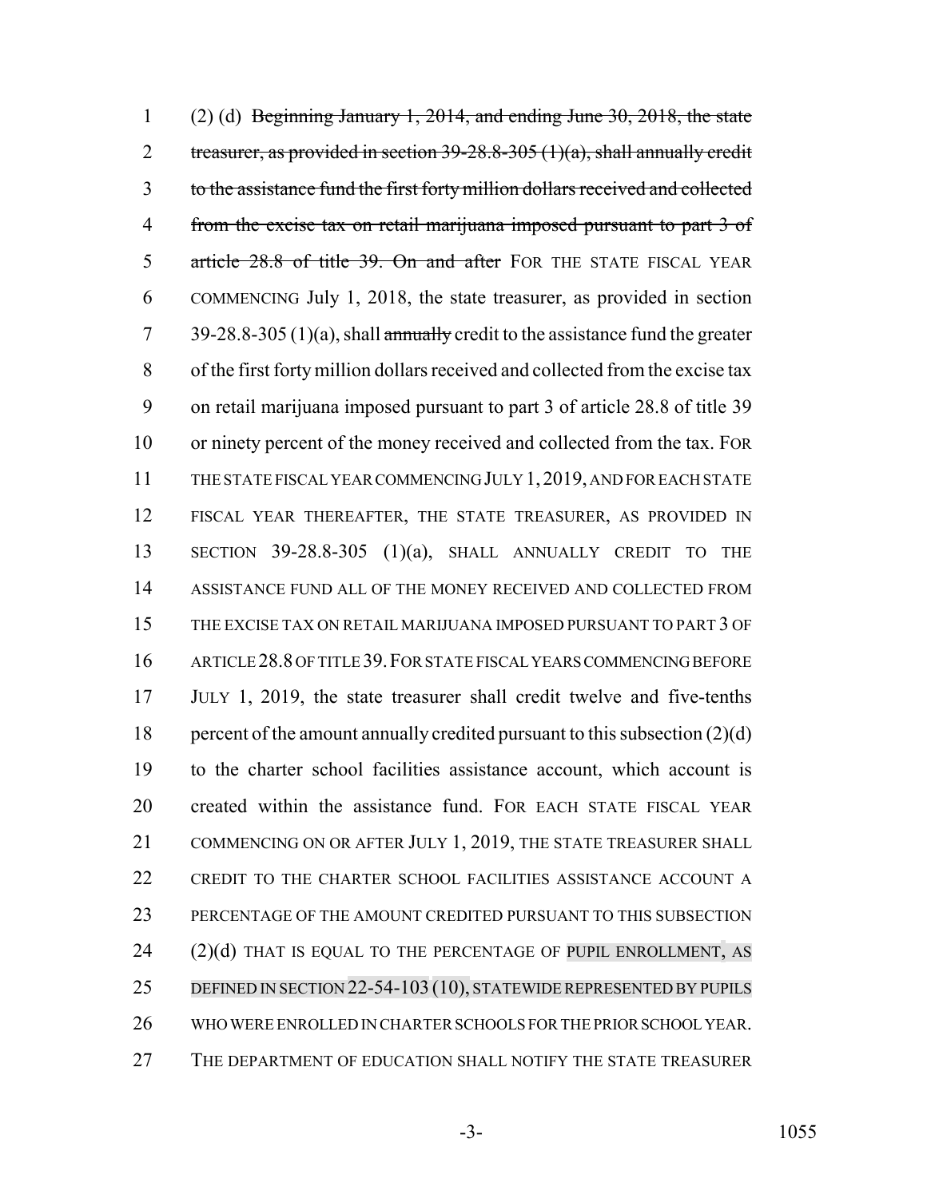(2) (d) ~~Beginning January 1, 2014, and ending June 30, 2018, the state treasurer, as provided in section 39-28.8-305 (1)(a), shall annually credit to the assistance fund the first forty million dollars received and collected from the excise tax on retail marijuana imposed pursuant to part 3 of article 28.8 of title 39. On and after~~ FOR THE STATE FISCAL YEAR COMMENCING July 1, 2018, the state treasurer, as provided in section 39-28.8-305 (1)(a), shall ~~annually~~ credit to the assistance fund the greater of the first forty million dollars received and collected from the excise tax on retail marijuana imposed pursuant to part 3 of article 28.8 of title 39 or ninety percent of the money received and collected from the tax. FOR THE STATE FISCAL YEAR COMMENCING JULY 1, 2019, AND FOR EACH STATE FISCAL YEAR THEREAFTER, THE STATE TREASURER, AS PROVIDED IN SECTION 39-28.8-305 (1)(a), SHALL ANNUALLY CREDIT TO THE ASSISTANCE FUND ALL OF THE MONEY RECEIVED AND COLLECTED FROM THE EXCISE TAX ON RETAIL MARIJUANA IMPOSED PURSUANT TO PART 3 OF ARTICLE 28.8 OF TITLE 39. FOR STATE FISCAL YEARS COMMENCING BEFORE JULY 1, 2019, the state treasurer shall credit twelve and five-tenths percent of the amount annually credited pursuant to this subsection (2)(d) to the charter school facilities assistance account, which account is created within the assistance fund. FOR EACH STATE FISCAL YEAR COMMENCING ON OR AFTER JULY 1, 2019, THE STATE TREASURER SHALL CREDIT TO THE CHARTER SCHOOL FACILITIES ASSISTANCE ACCOUNT A PERCENTAGE OF THE AMOUNT CREDITED PURSUANT TO THIS SUBSECTION (2)(d) THAT IS EQUAL TO THE PERCENTAGE OF PUPIL ENROLLMENT, AS DEFINED IN SECTION 22-54-103 (10), STATEWIDE REPRESENTED BY PUPILS WHO WERE ENROLLED IN CHARTER SCHOOLS FOR THE PRIOR SCHOOL YEAR. THE DEPARTMENT OF EDUCATION SHALL NOTIFY THE STATE TREASURER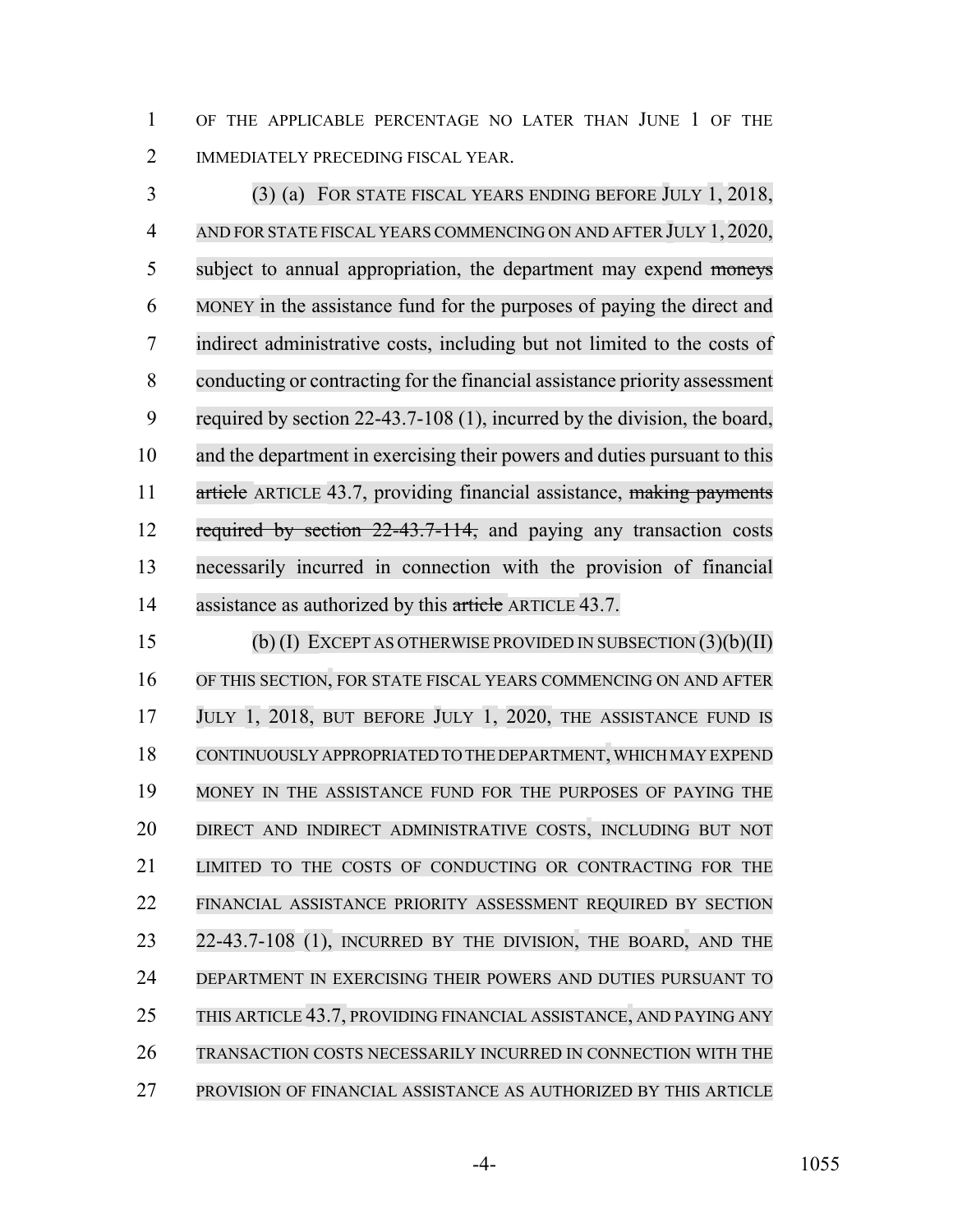OF THE APPLICABLE PERCENTAGE NO LATER THAN JUNE 1 OF THE IMMEDIATELY PRECEDING FISCAL YEAR.

(3) (a) FOR STATE FISCAL YEARS ENDING BEFORE JULY 1, 2018, AND FOR STATE FISCAL YEARS COMMENCING ON AND AFTER JULY 1, 2020, subject to annual appropriation, the department may expend ~~moneys~~ MONEY in the assistance fund for the purposes of paying the direct and indirect administrative costs, including but not limited to the costs of conducting or contracting for the financial assistance priority assessment required by section 22-43.7-108 (1), incurred by the division, the board, and the department in exercising their powers and duties pursuant to this ~~article~~ ARTICLE 43.7, providing financial assistance, ~~making payments required by section 22-43.7-114,~~ and paying any transaction costs necessarily incurred in connection with the provision of financial assistance as authorized by this ~~article~~ ARTICLE 43.7.

(b) (I) EXCEPT AS OTHERWISE PROVIDED IN SUBSECTION (3)(b)(II) OF THIS SECTION, FOR STATE FISCAL YEARS COMMENCING ON AND AFTER JULY 1, 2018, BUT BEFORE JULY 1, 2020, THE ASSISTANCE FUND IS CONTINUOUSLY APPROPRIATED TO THE DEPARTMENT, WHICH MAY EXPEND MONEY IN THE ASSISTANCE FUND FOR THE PURPOSES OF PAYING THE DIRECT AND INDIRECT ADMINISTRATIVE COSTS, INCLUDING BUT NOT LIMITED TO THE COSTS OF CONDUCTING OR CONTRACTING FOR THE FINANCIAL ASSISTANCE PRIORITY ASSESSMENT REQUIRED BY SECTION 22-43.7-108 (1), INCURRED BY THE DIVISION, THE BOARD, AND THE DEPARTMENT IN EXERCISING THEIR POWERS AND DUTIES PURSUANT TO THIS ARTICLE 43.7, PROVIDING FINANCIAL ASSISTANCE, AND PAYING ANY TRANSACTION COSTS NECESSARILY INCURRED IN CONNECTION WITH THE PROVISION OF FINANCIAL ASSISTANCE AS AUTHORIZED BY THIS ARTICLE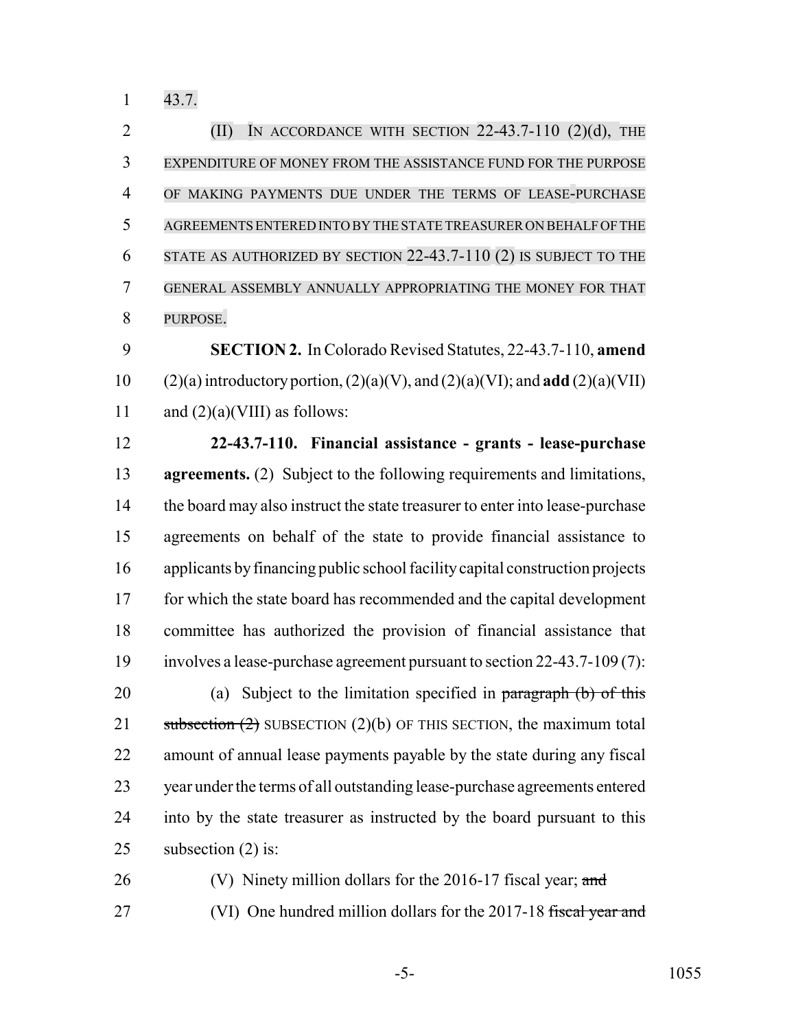43.7.

(II) IN ACCORDANCE WITH SECTION 22-43.7-110 (2)(d), THE EXPENDITURE OF MONEY FROM THE ASSISTANCE FUND FOR THE PURPOSE OF MAKING PAYMENTS DUE UNDER THE TERMS OF LEASE-PURCHASE AGREEMENTS ENTERED INTO BY THE STATE TREASURER ON BEHALF OF THE STATE AS AUTHORIZED BY SECTION 22-43.7-110 (2) IS SUBJECT TO THE GENERAL ASSEMBLY ANNUALLY APPROPRIATING THE MONEY FOR THAT PURPOSE.

**SECTION 2.** In Colorado Revised Statutes, 22-43.7-110, **amend** (2)(a) introductory portion, (2)(a)(V), and (2)(a)(VI); and **add** (2)(a)(VII) and (2)(a)(VIII) as follows:

**22-43.7-110. Financial assistance - grants - lease-purchase agreements.** (2) Subject to the following requirements and limitations, the board may also instruct the state treasurer to enter into lease-purchase agreements on behalf of the state to provide financial assistance to applicants by financing public school facility capital construction projects for which the state board has recommended and the capital development committee has authorized the provision of financial assistance that involves a lease-purchase agreement pursuant to section 22-43.7-109 (7):

(a) Subject to the limitation specified in ~~paragraph (b) of this subsection (2)~~ SUBSECTION (2)(b) OF THIS SECTION, the maximum total amount of annual lease payments payable by the state during any fiscal year under the terms of all outstanding lease-purchase agreements entered into by the state treasurer as instructed by the board pursuant to this subsection (2) is:

(V) Ninety million dollars for the 2016-17 fiscal year; ~~and~~

(VI) One hundred million dollars for the 2017-18 ~~fiscal year and~~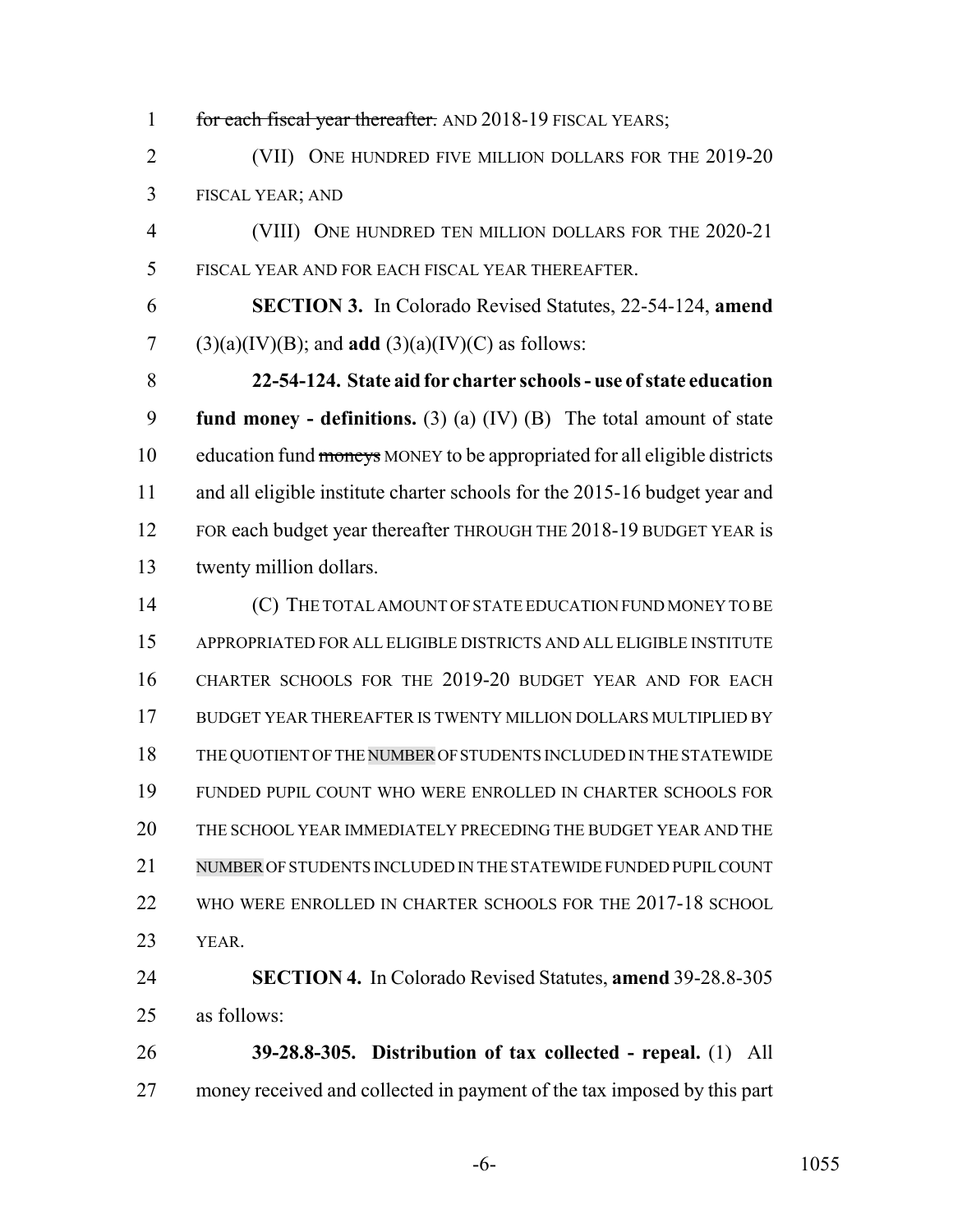~~for each fiscal year thereafter.~~ AND 2018-19 FISCAL YEARS;

(VII) ONE HUNDRED FIVE MILLION DOLLARS FOR THE 2019-20 FISCAL YEAR; AND

(VIII) ONE HUNDRED TEN MILLION DOLLARS FOR THE 2020-21 FISCAL YEAR AND FOR EACH FISCAL YEAR THEREAFTER.

**SECTION 3.** In Colorado Revised Statutes, 22-54-124, **amend** (3)(a)(IV)(B); and **add** (3)(a)(IV)(C) as follows:

**22-54-124. State aid for charter schools - use of state education fund money - definitions.** (3) (a) (IV) (B) The total amount of state education fund ~~moneys~~ MONEY to be appropriated for all eligible districts and all eligible institute charter schools for the 2015-16 budget year and FOR each budget year thereafter THROUGH THE 2018-19 BUDGET YEAR is twenty million dollars.

(C) THE TOTAL AMOUNT OF STATE EDUCATION FUND MONEY TO BE APPROPRIATED FOR ALL ELIGIBLE DISTRICTS AND ALL ELIGIBLE INSTITUTE CHARTER SCHOOLS FOR THE 2019-20 BUDGET YEAR AND FOR EACH BUDGET YEAR THEREAFTER IS TWENTY MILLION DOLLARS MULTIPLIED BY THE QUOTIENT OF THE NUMBER OF STUDENTS INCLUDED IN THE STATEWIDE FUNDED PUPIL COUNT WHO WERE ENROLLED IN CHARTER SCHOOLS FOR THE SCHOOL YEAR IMMEDIATELY PRECEDING THE BUDGET YEAR AND THE NUMBER OF STUDENTS INCLUDED IN THE STATEWIDE FUNDED PUPIL COUNT WHO WERE ENROLLED IN CHARTER SCHOOLS FOR THE 2017-18 SCHOOL YEAR.

**SECTION 4.** In Colorado Revised Statutes, **amend** 39-28.8-305 as follows:

**39-28.8-305. Distribution of tax collected - repeal.** (1) All money received and collected in payment of the tax imposed by this part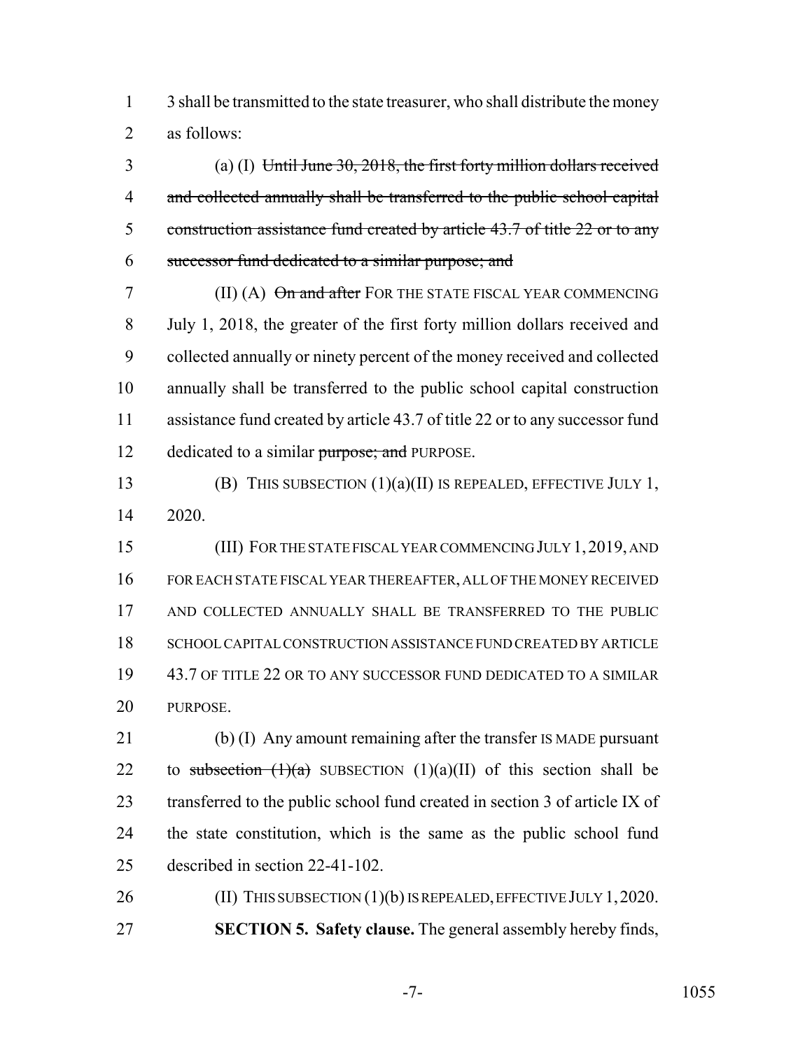3 shall be transmitted to the state treasurer, who shall distribute the money as follows:

(a) (I) ~~Until June 30, 2018, the first forty million dollars received and collected annually shall be transferred to the public school capital construction assistance fund created by article 43.7 of title 22 or to any successor fund dedicated to a similar purpose; and~~

(II) (A) ~~On and after~~ FOR THE STATE FISCAL YEAR COMMENCING July 1, 2018, the greater of the first forty million dollars received and collected annually or ninety percent of the money received and collected annually shall be transferred to the public school capital construction assistance fund created by article 43.7 of title 22 or to any successor fund dedicated to a similar ~~purpose; and~~ PURPOSE.

(B) THIS SUBSECTION (1)(a)(II) IS REPEALED, EFFECTIVE JULY 1, 2020.

(III) FOR THE STATE FISCAL YEAR COMMENCING JULY 1, 2019, AND FOR EACH STATE FISCAL YEAR THEREAFTER, ALL OF THE MONEY RECEIVED AND COLLECTED ANNUALLY SHALL BE TRANSFERRED TO THE PUBLIC SCHOOL CAPITAL CONSTRUCTION ASSISTANCE FUND CREATED BY ARTICLE 43.7 OF TITLE 22 OR TO ANY SUCCESSOR FUND DEDICATED TO A SIMILAR PURPOSE.

(b) (I) Any amount remaining after the transfer IS MADE pursuant to ~~subsection (1)(a)~~ SUBSECTION (1)(a)(II) of this section shall be transferred to the public school fund created in section 3 of article IX of the state constitution, which is the same as the public school fund described in section 22-41-102.

(II) THIS SUBSECTION (1)(b) IS REPEALED, EFFECTIVE JULY 1, 2020.

**SECTION 5. Safety clause.** The general assembly hereby finds,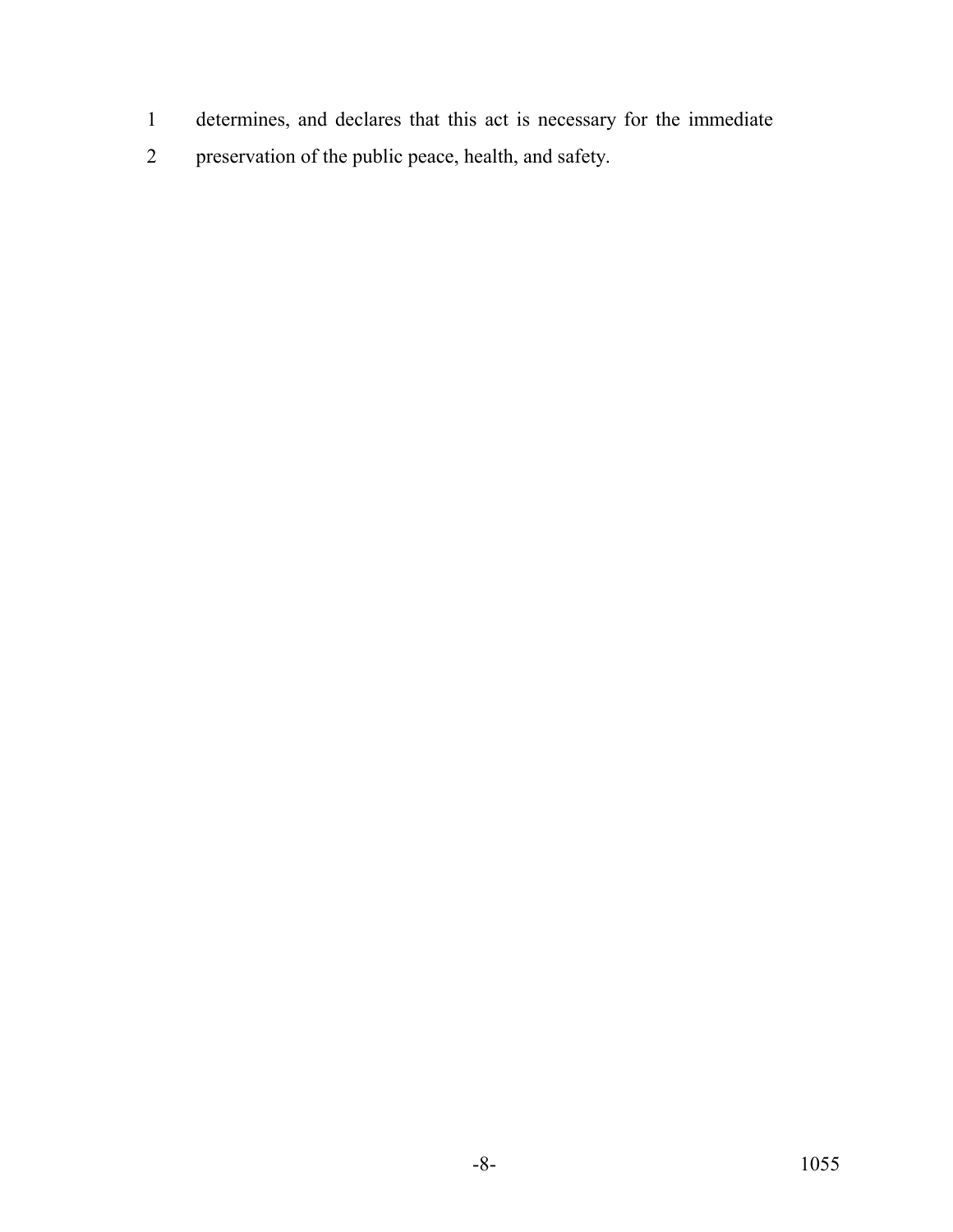determines, and declares that this act is necessary for the immediate preservation of the public peace, health, and safety.